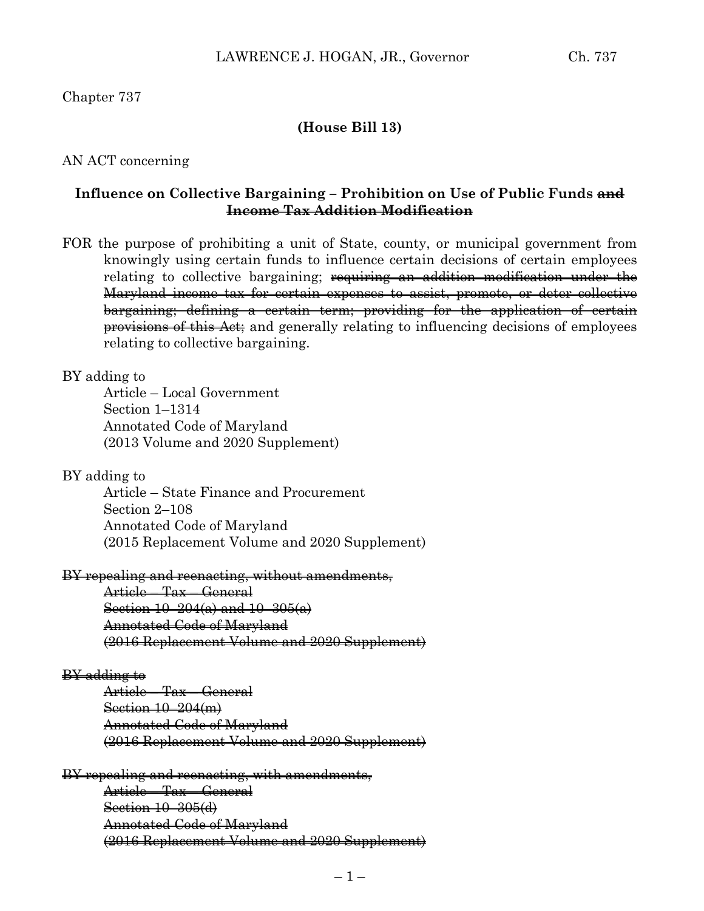Chapter 737

**(House Bill 13)**

AN ACT concerning

## Influence on Collective Bargaining – Prohibition on Use of Public Funds ~~and Income Tax Addition Modification~~

FOR the purpose of prohibiting a unit of State, county, or municipal government from knowingly using certain funds to influence certain decisions of certain employees relating to collective bargaining; ~~requiring an addition modification under the Maryland income tax for certain expenses to assist, promote, or deter collective bargaining; defining a certain term; providing for the application of certain provisions of this Act;~~ and generally relating to influencing decisions of employees relating to collective bargaining.

BY adding to
Article – Local Government
Section 1–1314
Annotated Code of Maryland
(2013 Volume and 2020 Supplement)

BY adding to
Article – State Finance and Procurement
Section 2–108
Annotated Code of Maryland
(2015 Replacement Volume and 2020 Supplement)

~~BY repealing and reenacting, without amendments,~~
~~Article – Tax – General~~
~~Section 10–204(a) and 10–305(a)~~
~~Annotated Code of Maryland~~
~~(2016 Replacement Volume and 2020 Supplement)~~

~~BY adding to~~
~~Article – Tax – General~~
~~Section 10–204(m)~~
~~Annotated Code of Maryland~~
~~(2016 Replacement Volume and 2020 Supplement)~~

~~BY repealing and reenacting, with amendments,~~
~~Article – Tax – General~~
~~Section 10–305(d)~~
~~Annotated Code of Maryland~~
~~(2016 Replacement Volume and 2020 Supplement)~~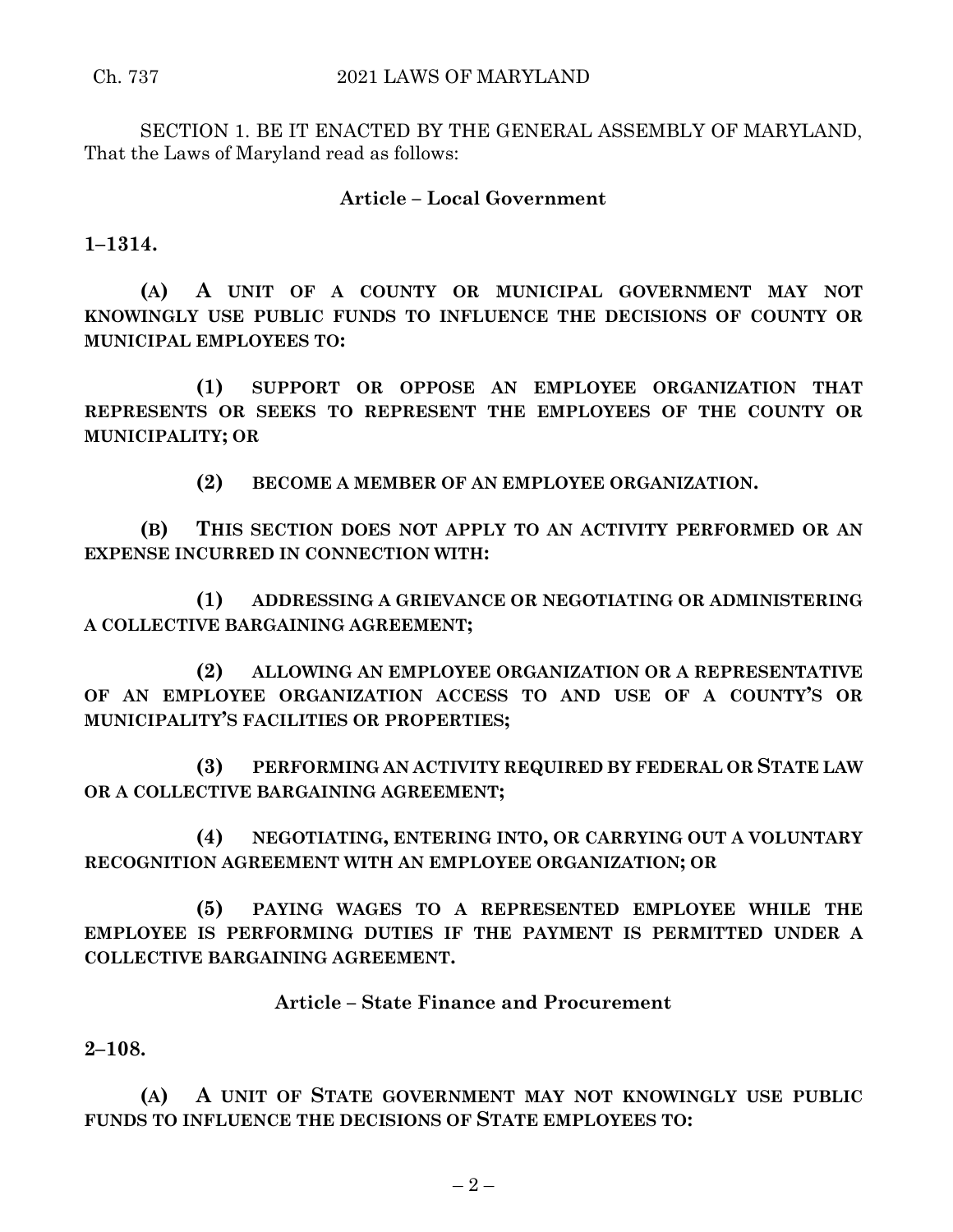SECTION 1. BE IT ENACTED BY THE GENERAL ASSEMBLY OF MARYLAND, That the Laws of Maryland read as follows:

**Article – Local Government**

**1–1314.**

**(A) A UNIT OF A COUNTY OR MUNICIPAL GOVERNMENT MAY NOT KNOWINGLY USE PUBLIC FUNDS TO INFLUENCE THE DECISIONS OF COUNTY OR MUNICIPAL EMPLOYEES TO:**

**(1) SUPPORT OR OPPOSE AN EMPLOYEE ORGANIZATION THAT REPRESENTS OR SEEKS TO REPRESENT THE EMPLOYEES OF THE COUNTY OR MUNICIPALITY; OR**

**(2) BECOME A MEMBER OF AN EMPLOYEE ORGANIZATION.**

**(B) THIS SECTION DOES NOT APPLY TO AN ACTIVITY PERFORMED OR AN EXPENSE INCURRED IN CONNECTION WITH:**

**(1) ADDRESSING A GRIEVANCE OR NEGOTIATING OR ADMINISTERING A COLLECTIVE BARGAINING AGREEMENT;**

**(2) ALLOWING AN EMPLOYEE ORGANIZATION OR A REPRESENTATIVE OF AN EMPLOYEE ORGANIZATION ACCESS TO AND USE OF A COUNTY'S OR MUNICIPALITY'S FACILITIES OR PROPERTIES;**

**(3) PERFORMING AN ACTIVITY REQUIRED BY FEDERAL OR STATE LAW OR A COLLECTIVE BARGAINING AGREEMENT;**

**(4) NEGOTIATING, ENTERING INTO, OR CARRYING OUT A VOLUNTARY RECOGNITION AGREEMENT WITH AN EMPLOYEE ORGANIZATION; OR**

**(5) PAYING WAGES TO A REPRESENTED EMPLOYEE WHILE THE EMPLOYEE IS PERFORMING DUTIES IF THE PAYMENT IS PERMITTED UNDER A COLLECTIVE BARGAINING AGREEMENT.**

**Article – State Finance and Procurement**

**2–108.**

**(A) A UNIT OF STATE GOVERNMENT MAY NOT KNOWINGLY USE PUBLIC FUNDS TO INFLUENCE THE DECISIONS OF STATE EMPLOYEES TO:**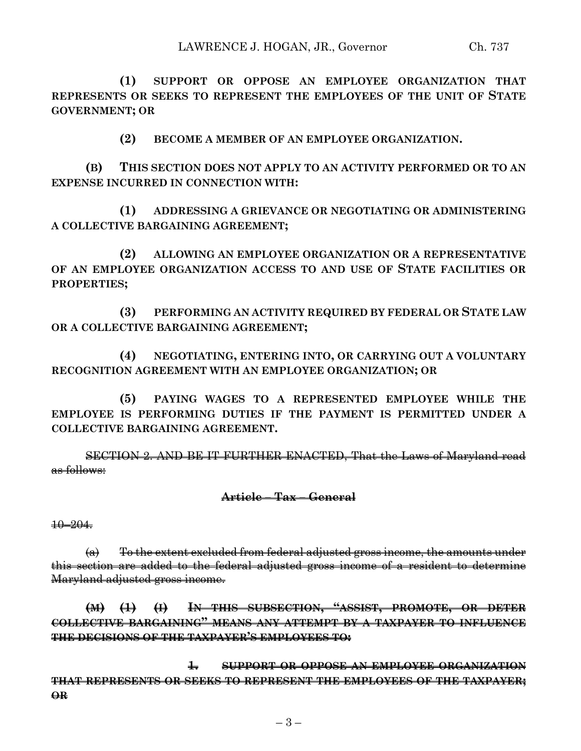**(1) SUPPORT OR OPPOSE AN EMPLOYEE ORGANIZATION THAT REPRESENTS OR SEEKS TO REPRESENT THE EMPLOYEES OF THE UNIT OF STATE GOVERNMENT; OR**

**(2) BECOME A MEMBER OF AN EMPLOYEE ORGANIZATION.**

**(B) THIS SECTION DOES NOT APPLY TO AN ACTIVITY PERFORMED OR TO AN EXPENSE INCURRED IN CONNECTION WITH:**

**(1) ADDRESSING A GRIEVANCE OR NEGOTIATING OR ADMINISTERING A COLLECTIVE BARGAINING AGREEMENT;**

**(2) ALLOWING AN EMPLOYEE ORGANIZATION OR A REPRESENTATIVE OF AN EMPLOYEE ORGANIZATION ACCESS TO AND USE OF STATE FACILITIES OR PROPERTIES;**

**(3) PERFORMING AN ACTIVITY REQUIRED BY FEDERAL OR STATE LAW OR A COLLECTIVE BARGAINING AGREEMENT;**

**(4) NEGOTIATING, ENTERING INTO, OR CARRYING OUT A VOLUNTARY RECOGNITION AGREEMENT WITH AN EMPLOYEE ORGANIZATION; OR**

**(5) PAYING WAGES TO A REPRESENTED EMPLOYEE WHILE THE EMPLOYEE IS PERFORMING DUTIES IF THE PAYMENT IS PERMITTED UNDER A COLLECTIVE BARGAINING AGREEMENT.**

~~SECTION 2. AND BE IT FURTHER ENACTED, That the Laws of Maryland read as follows:~~

**~~Article – Tax – General~~**

~~10–204.~~

~~(a) To the extent excluded from federal adjusted gross income, the amounts under this section are added to the federal adjusted gross income of a resident to determine Maryland adjusted gross income.~~

**~~(M) (1) (I) IN THIS SUBSECTION, "ASSIST, PROMOTE, OR DETER COLLECTIVE BARGAINING" MEANS ANY ATTEMPT BY A TAXPAYER TO INFLUENCE THE DECISIONS OF THE TAXPAYER'S EMPLOYEES TO:~~**

**~~1. SUPPORT OR OPPOSE AN EMPLOYEE ORGANIZATION THAT REPRESENTS OR SEEKS TO REPRESENT THE EMPLOYEES OF THE TAXPAYER; OR~~**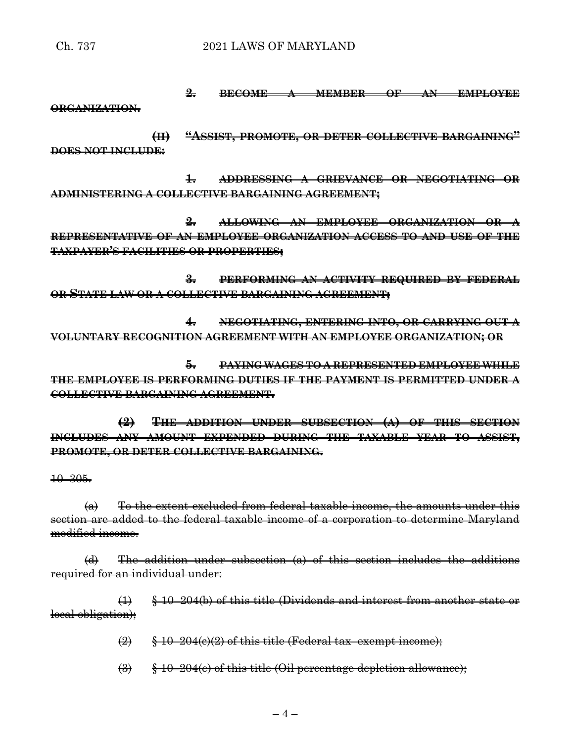~~**2. BECOME A MEMBER OF AN EMPLOYEE ORGANIZATION.**~~

~~**(II) "ASSIST, PROMOTE, OR DETER COLLECTIVE BARGAINING" DOES NOT INCLUDE:**~~

~~**1. ADDRESSING A GRIEVANCE OR NEGOTIATING OR ADMINISTERING A COLLECTIVE BARGAINING AGREEMENT;**~~

~~**2. ALLOWING AN EMPLOYEE ORGANIZATION OR A REPRESENTATIVE OF AN EMPLOYEE ORGANIZATION ACCESS TO AND USE OF THE TAXPAYER'S FACILITIES OR PROPERTIES;**~~

~~**3. PERFORMING AN ACTIVITY REQUIRED BY FEDERAL OR STATE LAW OR A COLLECTIVE BARGAINING AGREEMENT;**~~

~~**4. NEGOTIATING, ENTERING INTO, OR CARRYING OUT A VOLUNTARY RECOGNITION AGREEMENT WITH AN EMPLOYEE ORGANIZATION; OR**~~

~~**5. PAYING WAGES TO A REPRESENTED EMPLOYEE WHILE THE EMPLOYEE IS PERFORMING DUTIES IF THE PAYMENT IS PERMITTED UNDER A COLLECTIVE BARGAINING AGREEMENT.**~~

~~**(2) THE ADDITION UNDER SUBSECTION (A) OF THIS SECTION INCLUDES ANY AMOUNT EXPENDED DURING THE TAXABLE YEAR TO ASSIST, PROMOTE, OR DETER COLLECTIVE BARGAINING.**~~

~~10–305.~~

~~(a) To the extent excluded from federal taxable income, the amounts under this section are added to the federal taxable income of a corporation to determine Maryland modified income.~~

~~(d) The addition under subsection (a) of this section includes the additions required for an individual under:~~

~~(1) § 10–204(b) of this title (Dividends and interest from another state or local obligation);~~

~~(2) § 10–204(c)(2) of this title (Federal tax–exempt income);~~

~~(3) § 10–204(e) of this title (Oil percentage depletion allowance);~~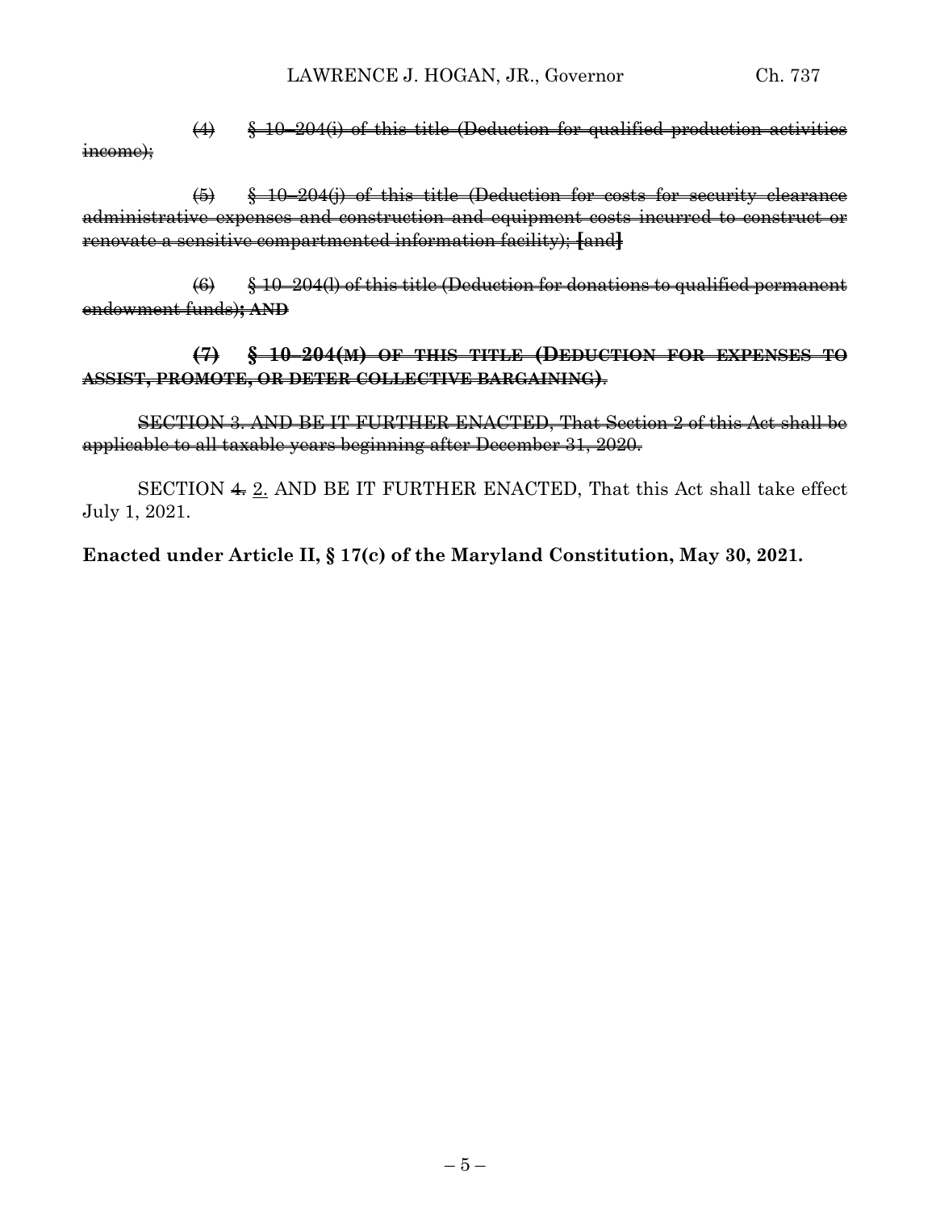~~(4) § 10–204(i) of this title (Deduction for qualified production activities income);~~

~~(5) § 10–204(j) of this title (Deduction for costs for security clearance administrative expenses and construction and equipment costs incurred to construct or renovate a sensitive compartmented information facility); **[**and**]**~~

~~(6) § 10–204(l) of this title (Deduction for donations to qualified permanent endowment funds)**; AND**~~

~~**(7) § 10–204(M) OF THIS TITLE (DEDUCTION FOR EXPENSES TO ASSIST, PROMOTE, OR DETER COLLECTIVE BARGAINING).**~~

~~SECTION 3. AND BE IT FURTHER ENACTED, That Section 2 of this Act shall be applicable to all taxable years beginning after December 31, 2020.~~

SECTION ~~4.~~ 2. AND BE IT FURTHER ENACTED, That this Act shall take effect July 1, 2021.

**Enacted under Article II, § 17(c) of the Maryland Constitution, May 30, 2021.**